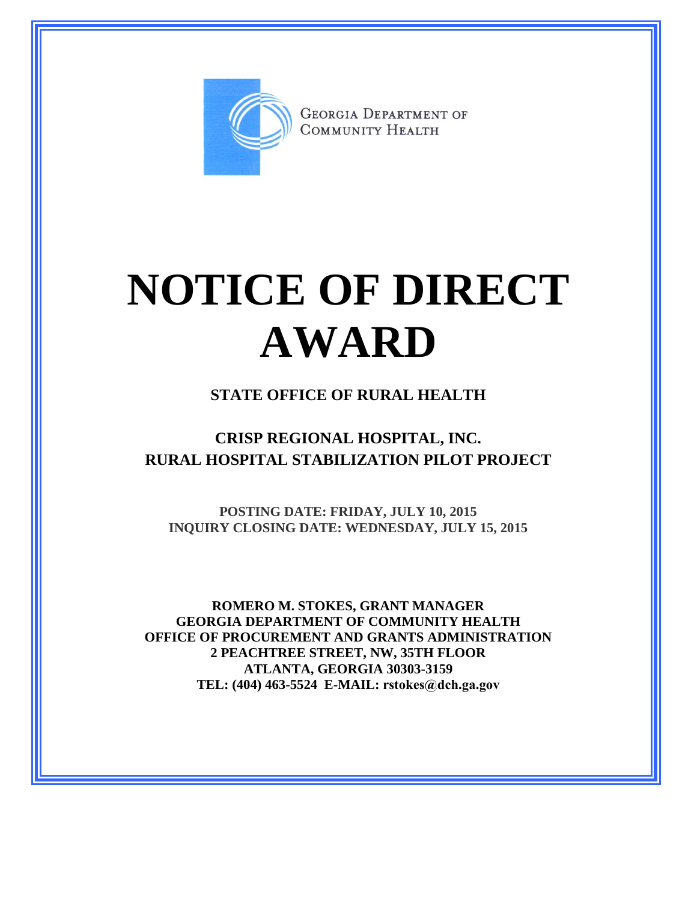GEORGIA DEPARTMENT OF COMMUNITY HEALTH

# NOTICE OF DIRECT AWARD

## STATE OFFICE OF RURAL HEALTH

## CRISP REGIONAL HOSPITAL, INC.
## RURAL HOSPITAL STABILIZATION PILOT PROJECT

**POSTING DATE: FRIDAY, JULY 10, 2015**
**INQUIRY CLOSING DATE: WEDNESDAY, JULY 15, 2015**

**ROMERO M. STOKES, GRANT MANAGER**
**GEORGIA DEPARTMENT OF COMMUNITY HEALTH**
**OFFICE OF PROCUREMENT AND GRANTS ADMINISTRATION**
**2 PEACHTREE STREET, NW, 35TH FLOOR**
**ATLANTA, GEORGIA 30303-3159**
**TEL: (404) 463-5524 E-MAIL: rstokes@dch.ga.gov**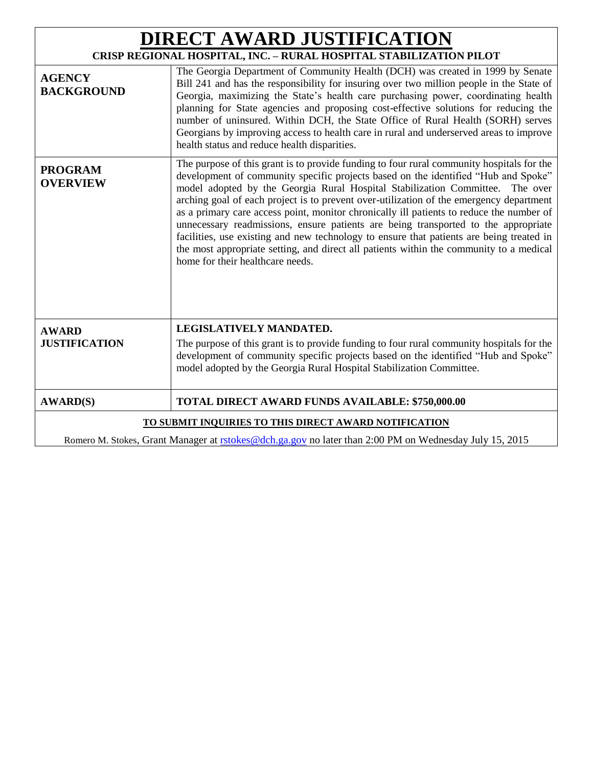# DIRECT AWARD JUSTIFICATION

## CRISP REGIONAL HOSPITAL, INC. – RURAL HOSPITAL STABILIZATION PILOT

| | |
|---|---|
| **AGENCY BACKGROUND** | The Georgia Department of Community Health (DCH) was created in 1999 by Senate Bill 241 and has the responsibility for insuring over two million people in the State of Georgia, maximizing the State's health care purchasing power, coordinating health planning for State agencies and proposing cost-effective solutions for reducing the number of uninsured. Within DCH, the State Office of Rural Health (SORH) serves Georgians by improving access to health care in rural and underserved areas to improve health status and reduce health disparities. |
| **PROGRAM OVERVIEW** | The purpose of this grant is to provide funding to four rural community hospitals for the development of community specific projects based on the identified "Hub and Spoke" model adopted by the Georgia Rural Hospital Stabilization Committee. The over arching goal of each project is to prevent over-utilization of the emergency department as a primary care access point, monitor chronically ill patients to reduce the number of unnecessary readmissions, ensure patients are being transported to the appropriate facilities, use existing and new technology to ensure that patients are being treated in the most appropriate setting, and direct all patients within the community to a medical home for their healthcare needs. |
| **AWARD JUSTIFICATION** | **LEGISLATIVELY MANDATED.** The purpose of this grant is to provide funding to four rural community hospitals for the development of community specific projects based on the identified "Hub and Spoke" model adopted by the Georgia Rural Hospital Stabilization Committee. |
| **AWARD(S)** | **TOTAL DIRECT AWARD FUNDS AVAILABLE: $750,000.00** |

**TO SUBMIT INQUIRIES TO THIS DIRECT AWARD NOTIFICATION**

Romero M. Stokes, Grant Manager at rstokes@dch.ga.gov no later than 2:00 PM on Wednesday July 15, 2015